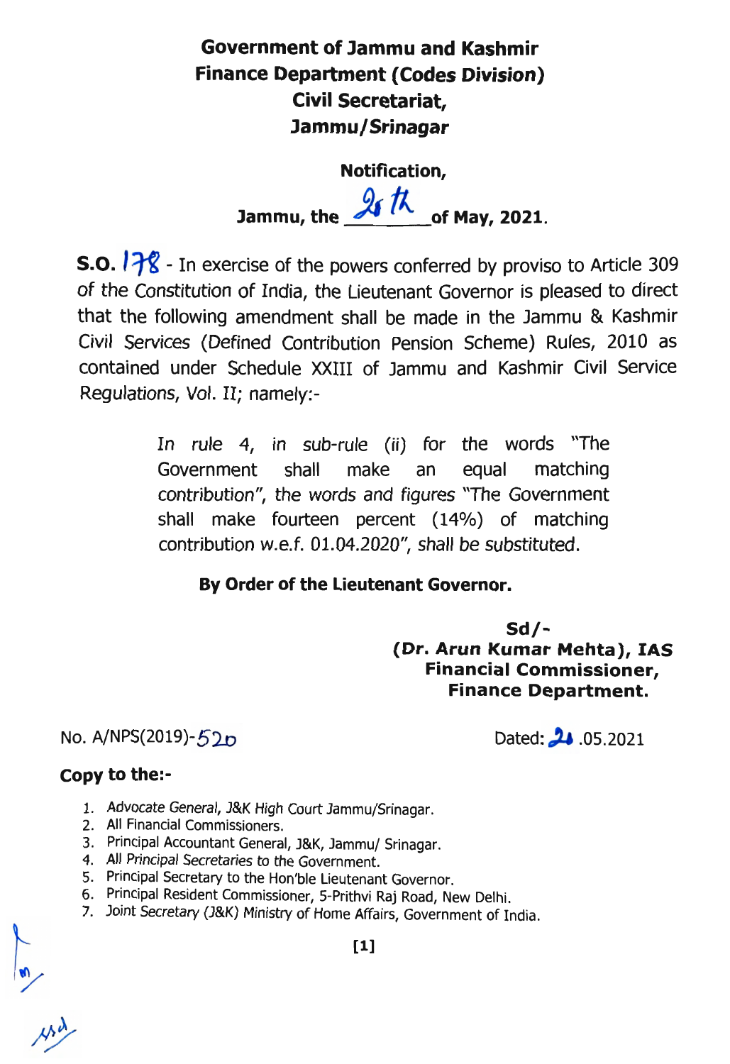**Government of Jammu and Kashmir**
**Finance Department (Codes Division)**
**Civil Secretariat,**
**Jammu/Srinagar**

**Notification,**

**Jammu, the 28th of May, 2021.**

**S.O. 178** - In exercise of the powers conferred by proviso to Article 309 of the Constitution of India, the Lieutenant Governor is pleased to direct that the following amendment shall be made in the Jammu & Kashmir Civil Services (Defined Contribution Pension Scheme) Rules, 2010 as contained under Schedule XXIII of Jammu and Kashmir Civil Service Regulations, Vol. II; namely:-

> In rule 4, in sub-rule (ii) for the words "The Government shall make an equal matching contribution", the words and figures "The Government shall make fourteen percent (14%) of matching contribution w.e.f. 01.04.2020", shall be substituted.

**By Order of the Lieutenant Governor.**

**Sd/-**
**(Dr. Arun Kumar Mehta), IAS**
**Financial Commissioner,**
**Finance Department.**

No. A/NPS(2019)-520 Dated: 28.05.2021

**Copy to the:-**

1. Advocate General, J&K High Court Jammu/Srinagar.
2. All Financial Commissioners.
3. Principal Accountant General, J&K, Jammu/ Srinagar.
4. All Principal Secretaries to the Government.
5. Principal Secretary to the Hon'ble Lieutenant Governor.
6. Principal Resident Commissioner, 5-Prithvi Raj Road, New Delhi.
7. Joint Secretary (J&K) Ministry of Home Affairs, Government of India.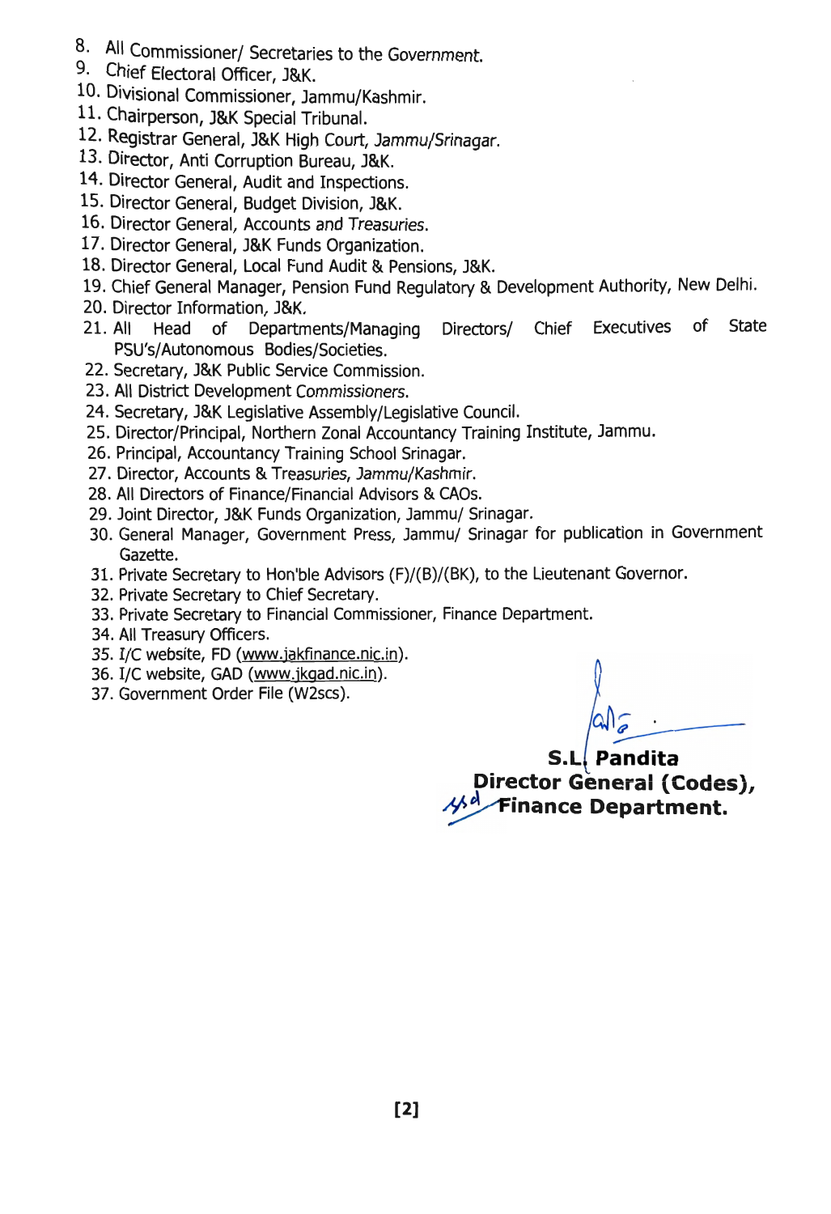8. All Commissioner/ Secretaries to the Government.
9. Chief Electoral Officer, J&K.
10. Divisional Commissioner, Jammu/Kashmir.
11. Chairperson, J&K Special Tribunal.
12. Registrar General, J&K High Court, Jammu/Srinagar.
13. Director, Anti Corruption Bureau, J&K.
14. Director General, Audit and Inspections.
15. Director General, Budget Division, J&K.
16. Director General, Accounts and Treasuries.
17. Director General, J&K Funds Organization.
18. Director General, Local Fund Audit & Pensions, J&K.
19. Chief General Manager, Pension Fund Regulatory & Development Authority, New Delhi.
20. Director Information, J&K.
21. All Head of Departments/Managing Directors/ Chief Executives of State PSU's/Autonomous Bodies/Societies.
22. Secretary, J&K Public Service Commission.
23. All District Development Commissioners.
24. Secretary, J&K Legislative Assembly/Legislative Council.
25. Director/Principal, Northern Zonal Accountancy Training Institute, Jammu.
26. Principal, Accountancy Training School Srinagar.
27. Director, Accounts & Treasuries, Jammu/Kashmir.
28. All Directors of Finance/Financial Advisors & CAOs.
29. Joint Director, J&K Funds Organization, Jammu/ Srinagar.
30. General Manager, Government Press, Jammu/ Srinagar for publication in Government Gazette.
31. Private Secretary to Hon'ble Advisors (F)/(B)/(BK), to the Lieutenant Governor.
32. Private Secretary to Chief Secretary.
33. Private Secretary to Financial Commissioner, Finance Department.
34. All Treasury Officers.
35. I/C website, FD (www.jakfinance.nic.in).
36. I/C website, GAD (www.jkgad.nic.in).
37. Government Order File (W2scs).

Sd/-

**S.L. Pandita**
**Director General (Codes),**
**Finance Department.**